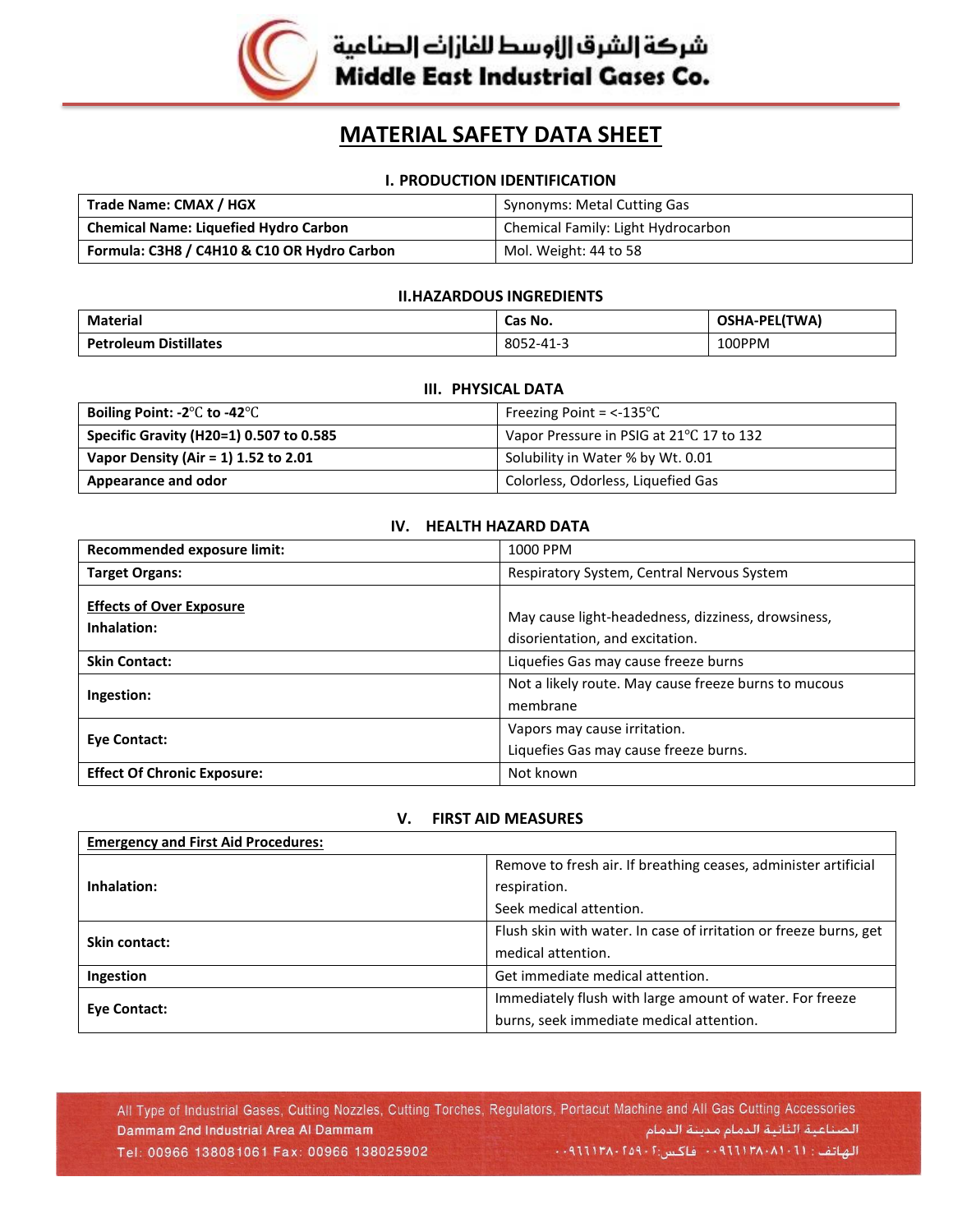شركة الشرق الأوسط للغازات الصناعية
**Middle East Industrial Gases Co.**

# MATERIAL SAFETY DATA SHEET

## I. PRODUCTION IDENTIFICATION

| | |
|---|---|
| **Trade Name: CMAX / HGX** | Synonyms: Metal Cutting Gas |
| **Chemical Name: Liquefied Hydro Carbon** | Chemical Family: Light Hydrocarbon |
| **Formula: $C_3H_8$ / $C_4H_{10}$ & C10 OR Hydro Carbon** | Mol. Weight: 44 to 58 |

## II.HAZARDOUS INGREDIENTS

| Material | Cas No. | OSHA-PEL(TWA) |
|---|---|---|
| **Petroleum Distillates** | 8052-41-3 | 100PPM |

## III. PHYSICAL DATA

| | |
|---|---|
| **Boiling Point: -2℃ to -42℃** | Freezing Point = <-135℃ |
| **Specific Gravity (H20=1) 0.507 to 0.585** | Vapor Pressure in PSIG at 21℃ 17 to 132 |
| **Vapor Density (Air = 1) 1.52 to 2.01** | Solubility in Water % by Wt. 0.01 |
| **Appearance and odor** | Colorless, Odorless, Liquefied Gas |

## IV. HEALTH HAZARD DATA

| | |
|---|---|
| **Recommended exposure limit:** | 1000 PPM |
| **Target Organs:** | Respiratory System, Central Nervous System |
| **Effects of Over Exposure** **Inhalation:** | May cause light-headedness, dizziness, drowsiness, disorientation, and excitation. |
| **Skin Contact:** | Liquefies Gas may cause freeze burns |
| **Ingestion:** | Not a likely route. May cause freeze burns to mucous membrane |
| **Eye Contact:** | Vapors may cause irritation. Liquefies Gas may cause freeze burns. |
| **Effect Of Chronic Exposure:** | Not known |

## V. FIRST AID MEASURES

| **Emergency and First Aid Procedures:** | |
|---|---|
| **Inhalation:** | Remove to fresh air. If breathing ceases, administer artificial respiration. Seek medical attention. |
| **Skin contact:** | Flush skin with water. In case of irritation or freeze burns, get medical attention. |
| **Ingestion** | Get immediate medical attention. |
| **Eye Contact:** | Immediately flush with large amount of water. For freeze burns, seek immediate medical attention. |

All Type of Industrial Gases, Cutting Nozzles, Cutting Torches, Regulators, Portacut Machine and All Gas Cutting Accessories
Dammam 2nd Industrial Area Al Dammam
Tel: 00966 138081061 Fax: 00966 138025902

الصناعية الثانية الدمام مدينة الدمام
الهاتف : ٠٠٩٦٦١٣٨٠٨١٠٦١ فاكس: ٠٠٩٦٦١٣٨٠٢٥٩٠٢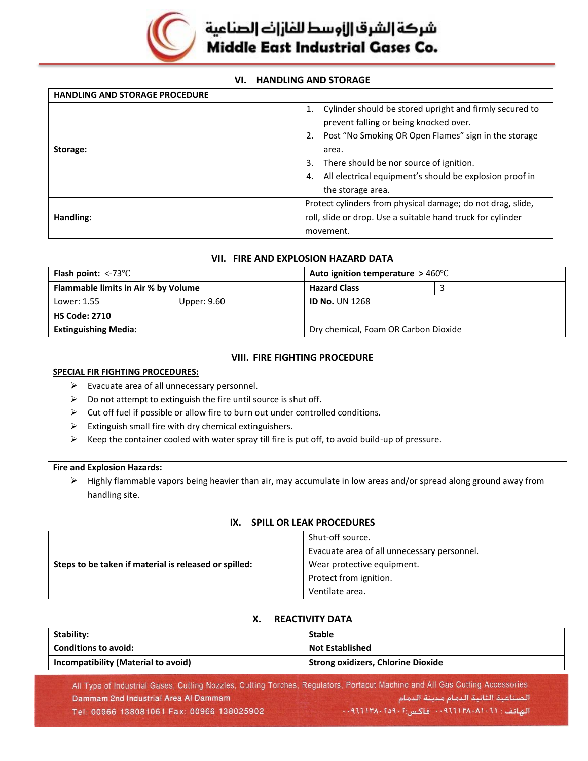## VI. HANDLING AND STORAGE

| HANDLING AND STORAGE PROCEDURE | |
|---|---|
| **Storage:** | 1. Cylinder should be stored upright and firmly secured to prevent falling or being knocked over.<br>2. Post "No Smoking OR Open Flames" sign in the storage area.<br>3. There should be nor source of ignition.<br>4. All electrical equipment's should be explosion proof in the storage area. |
| **Handling:** | Protect cylinders from physical damage; do not drag, slide, roll, slide or drop. Use a suitable hand truck for cylinder movement. |

## VII. FIRE AND EXPLOSION HAZARD DATA

| **Flash point:** <-73℃ | | **Auto ignition temperature** > 460℃ | |
|---|---|---|---|
| **Flammable limits in Air % by Volume** | | **Hazard Class** | 3 |
| Lower: 1.55 | Upper: 9.60 | **ID No.** UN 1268 | |
| **HS Code: 2710** | | | |
| **Extinguishing Media:** | | Dry chemical, Foam OR Carbon Dioxide | |

## VIII. FIRE FIGHTING PROCEDURE

**SPECIAL FIR FIGHTING PROCEDURES:**

- Evacuate area of all unnecessary personnel.
- Do not attempt to extinguish the fire until source is shut off.
- Cut off fuel if possible or allow fire to burn out under controlled conditions.
- Extinguish small fire with dry chemical extinguishers.
- Keep the container cooled with water spray till fire is put off, to avoid build-up of pressure.

**Fire and Explosion Hazards:**

- Highly flammable vapors being heavier than air, may accumulate in low areas and/or spread along ground away from handling site.

## IX. SPILL OR LEAK PROCEDURES

| | |
|---|---|
| **Steps to be taken if material is released or spilled:** | Shut-off source.<br>Evacuate area of all unnecessary personnel.<br>Wear protective equipment.<br>Protect from ignition.<br>Ventilate area. |

## X. REACTIVITY DATA

| | |
|---|---|
| **Stability:** | **Stable** |
| **Conditions to avoid:** | **Not Established** |
| **Incompatibility (Material to avoid)** | **Strong oxidizers, Chlorine Dioxide** |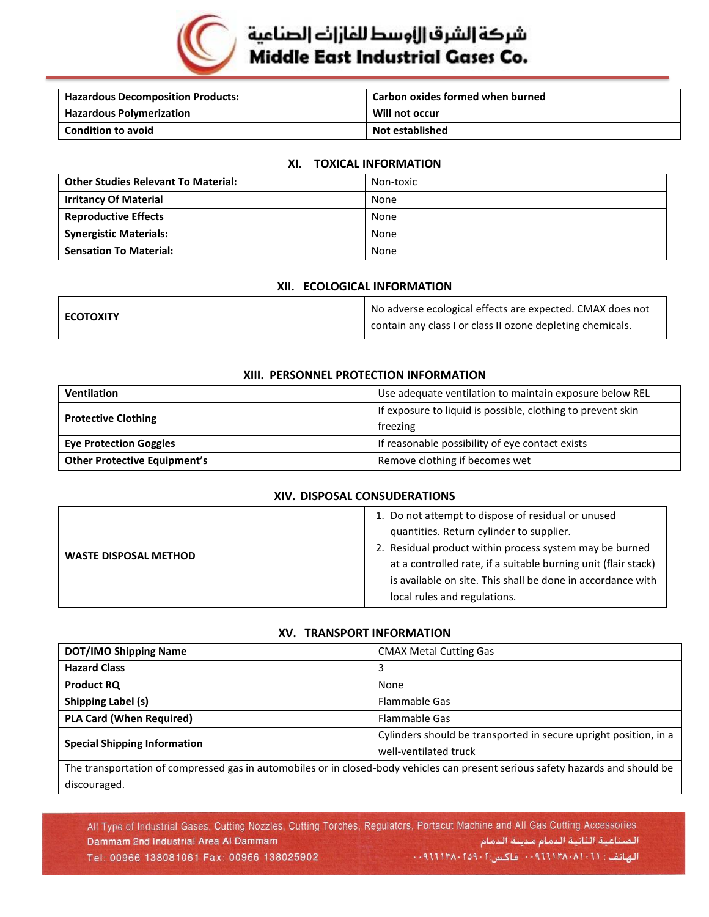| | |
|---|---|
| **Hazardous Decomposition Products:** | **Carbon oxides formed when burned** |
| **Hazardous Polymerization** | **Will not occur** |
| **Condition to avoid** | **Not established** |

## XI. TOXICAL INFORMATION

| | |
|---|---|
| **Other Studies Relevant To Material:** | Non-toxic |
| **Irritancy Of Material** | None |
| **Reproductive Effects** | None |
| **Synergistic Materials:** | None |
| **Sensation To Material:** | None |

## XII. ECOLOGICAL INFORMATION

| | |
|---|---|
| **ECOTOXITY** | No adverse ecological effects are expected. CMAX does not contain any class I or class II ozone depleting chemicals. |

## XIII. PERSONNEL PROTECTION INFORMATION

| | |
|---|---|
| **Ventilation** | Use adequate ventilation to maintain exposure below REL |
| **Protective Clothing** | If exposure to liquid is possible, clothing to prevent skin freezing |
| **Eye Protection Goggles** | If reasonable possibility of eye contact exists |
| **Other Protective Equipment's** | Remove clothing if becomes wet |

## XIV. DISPOSAL CONSUDERATIONS

| | |
|---|---|
| **WASTE DISPOSAL METHOD** | 1. Do not attempt to dispose of residual or unused quantities. Return cylinder to supplier. 2. Residual product within process system may be burned at a controlled rate, if a suitable burning unit (flair stack) is available on site. This shall be done in accordance with local rules and regulations. |

## XV. TRANSPORT INFORMATION

| | |
|---|---|
| **DOT/IMO Shipping Name** | CMAX Metal Cutting Gas |
| **Hazard Class** | 3 |
| **Product RQ** | None |
| **Shipping Label (s)** | Flammable Gas |
| **PLA Card (When Required)** | Flammable Gas |
| **Special Shipping Information** | Cylinders should be transported in secure upright position, in a well-ventilated truck |

The transportation of compressed gas in automobiles or in closed-body vehicles can present serious safety hazards and should be discouraged.